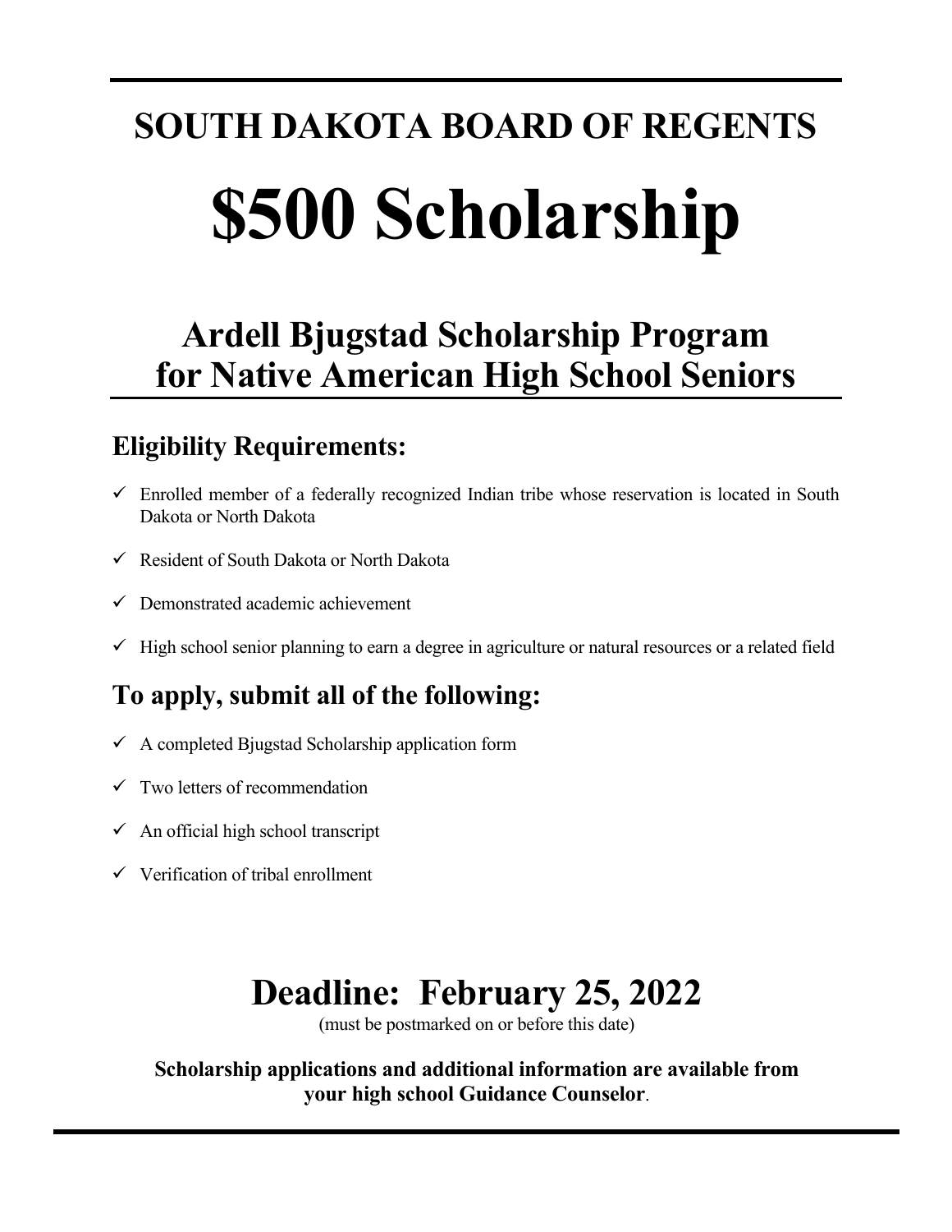# SOUTH DAKOTA BOARD OF REGENTS

# $500 Scholarship

## Ardell Bjugstad Scholarship Program for Native American High School Seniors

### Eligibility Requirements:

- ✓ Enrolled member of a federally recognized Indian tribe whose reservation is located in South Dakota or North Dakota
- ✓ Resident of South Dakota or North Dakota
- ✓ Demonstrated academic achievement
- ✓ High school senior planning to earn a degree in agriculture or natural resources or a related field

### To apply, submit all of the following:

- ✓ A completed Bjugstad Scholarship application form
- ✓ Two letters of recommendation
- ✓ An official high school transcript
- ✓ Verification of tribal enrollment

## Deadline: February 25, 2022

(must be postmarked on or before this date)

**Scholarship applications and additional information are available from your high school Guidance Counselor**.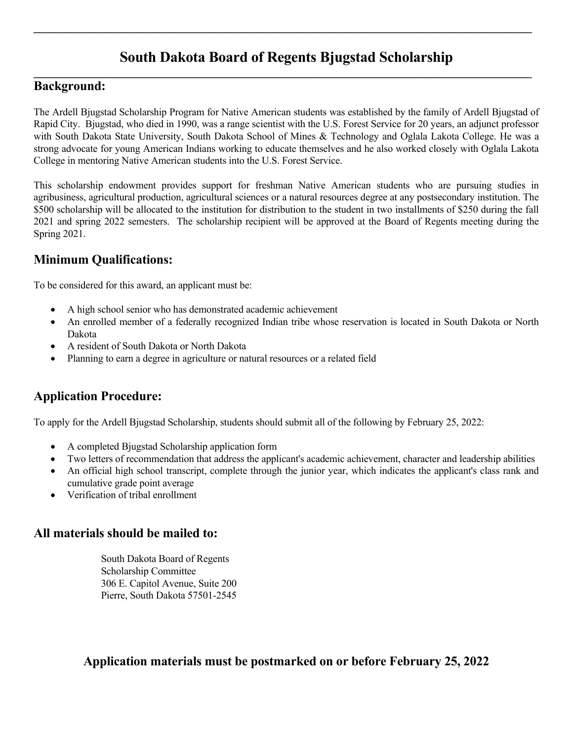# South Dakota Board of Regents Bjugstad Scholarship

## Background:

The Ardell Bjugstad Scholarship Program for Native American students was established by the family of Ardell Bjugstad of Rapid City. Bjugstad, who died in 1990, was a range scientist with the U.S. Forest Service for 20 years, an adjunct professor with South Dakota State University, South Dakota School of Mines & Technology and Oglala Lakota College. He was a strong advocate for young American Indians working to educate themselves and he also worked closely with Oglala Lakota College in mentoring Native American students into the U.S. Forest Service.

This scholarship endowment provides support for freshman Native American students who are pursuing studies in agribusiness, agricultural production, agricultural sciences or a natural resources degree at any postsecondary institution. The $500 scholarship will be allocated to the institution for distribution to the student in two installments of $250 during the fall 2021 and spring 2022 semesters. The scholarship recipient will be approved at the Board of Regents meeting during the Spring 2021.

## Minimum Qualifications:

To be considered for this award, an applicant must be:

- A high school senior who has demonstrated academic achievement
- An enrolled member of a federally recognized Indian tribe whose reservation is located in South Dakota or North Dakota
- A resident of South Dakota or North Dakota
- Planning to earn a degree in agriculture or natural resources or a related field

## Application Procedure:

To apply for the Ardell Bjugstad Scholarship, students should submit all of the following by February 25, 2022:

- A completed Bjugstad Scholarship application form
- Two letters of recommendation that address the applicant's academic achievement, character and leadership abilities
- An official high school transcript, complete through the junior year, which indicates the applicant's class rank and cumulative grade point average
- Verification of tribal enrollment

## All materials should be mailed to:

South Dakota Board of Regents
Scholarship Committee
306 E. Capitol Avenue, Suite 200
Pierre, South Dakota 57501-2545

**Application materials must be postmarked on or before February 25, 2022**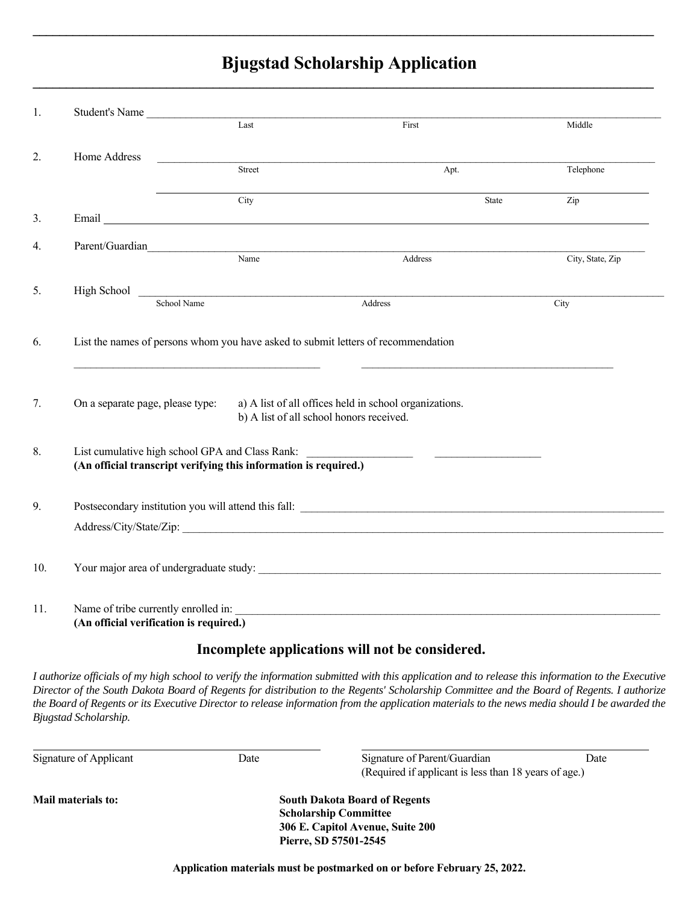# Bjugstad Scholarship Application

1. Student's Name ______________________________________________
   Last First Middle

2. Home Address ______________________________________________
   Street Apt. Telephone

   ______________________________________________
   City State Zip

3. Email ______________________________________________

4. Parent/Guardian ______________________________________________
   Name Address City, State, Zip

5. High School ______________________________________________
   School Name Address City

6. List the names of persons whom you have asked to submit letters of recommendation

   ______________________ ______________________

7. On a separate page, please type:
   a) A list of all offices held in school organizations.
   b) A list of all school honors received.

8. List cumulative high school GPA and Class Rank: __________ __________
   **(An official transcript verifying this information is required.)**

9. Postsecondary institution you will attend this fall: ______________________

   Address/City/State/Zip: ______________________

10. Your major area of undergraduate study: ______________________

11. Name of tribe currently enrolled in: ______________________
    **(An official verification is required.)**

**Incomplete applications will not be considered.**

*I authorize officials of my high school to verify the information submitted with this application and to release this information to the Executive Director of the South Dakota Board of Regents for distribution to the Regents' Scholarship Committee and the Board of Regents. I authorize the Board of Regents or its Executive Director to release information from the application materials to the news media should I be awarded the Bjugstad Scholarship.*

______________________ ______________________

Signature of Applicant Date

Signature of Parent/Guardian Date
(Required if applicant is less than 18 years of age.)

**Mail materials to:**

**South Dakota Board of Regents**
**Scholarship Committee**
**306 E. Capitol Avenue, Suite 200**
**Pierre, SD 57501-2545**

**Application materials must be postmarked on or before February 25, 2022.**